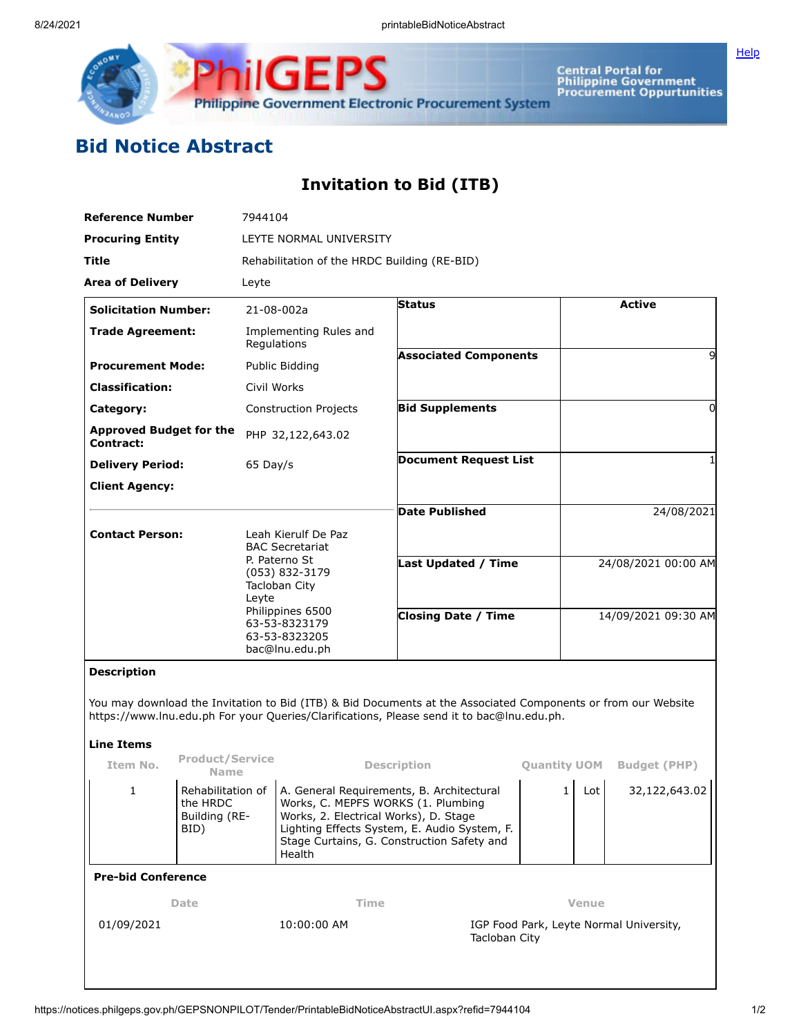# Bid Notice Abstract

## Invitation to Bid (ITB)

| | |
|---|---|
| **Reference Number** | 7944104 |
| **Procuring Entity** | LEYTE NORMAL UNIVERSITY |
| **Title** | Rehabilitation of the HRDC Building (RE-BID) |
| **Area of Delivery** | Leyte |

| | | | |
|---|---|---|---|
| **Solicitation Number:** | 21-08-002a | **Status** | Active |
| **Trade Agreement:** | Implementing Rules and Regulations | **Associated Components** | 9 |
| **Procurement Mode:** | Public Bidding | **Bid Supplements** | 0 |
| **Classification:** | Civil Works | **Document Request List** | 1 |
| **Category:** | Construction Projects | **Date Published** | 24/08/2021 |
| **Approved Budget for the Contract:** | PHP 32,122,643.02 | **Last Updated / Time** | 24/08/2021 00:00 AM |
| **Delivery Period:** | 65 Day/s | **Closing Date / Time** | 14/09/2021 09:30 AM |
| **Client Agency:** | | | |
| **Contact Person:** | Leah Kierulf De Paz<br>BAC Secretariat<br>P. Paterno St<br>(053) 832-3179<br>Tacloban City<br>Leyte<br>Philippines 6500<br>63-53-8323179<br>63-53-8323205<br>bac@lnu.edu.ph | | |

**Description**

You may download the Invitation to Bid (ITB) & Bid Documents at the Associated Components or from our Website https://www.lnu.edu.ph For your Queries/Clarifications, Please send it to bac@lnu.edu.ph.

**Line Items**

| Item No. | Product/Service Name | Description | Quantity | UOM | Budget (PHP) |
|---|---|---|---|---|---|
| 1 | Rehabilitation of the HRDC Building (RE-BID) | A. General Requirements, B. Architectural Works, C. MEPFS WORKS (1. Plumbing Works, 2. Electrical Works), D. Stage Lighting Effects System, E. Audio System, F. Stage Curtains, G. Construction Safety and Health | 1 | Lot | 32,122,643.02 |

**Pre-bid Conference**

| Date | Time | Venue |
|---|---|---|
| 01/09/2021 | 10:00:00 AM | IGP Food Park, Leyte Normal University, Tacloban City |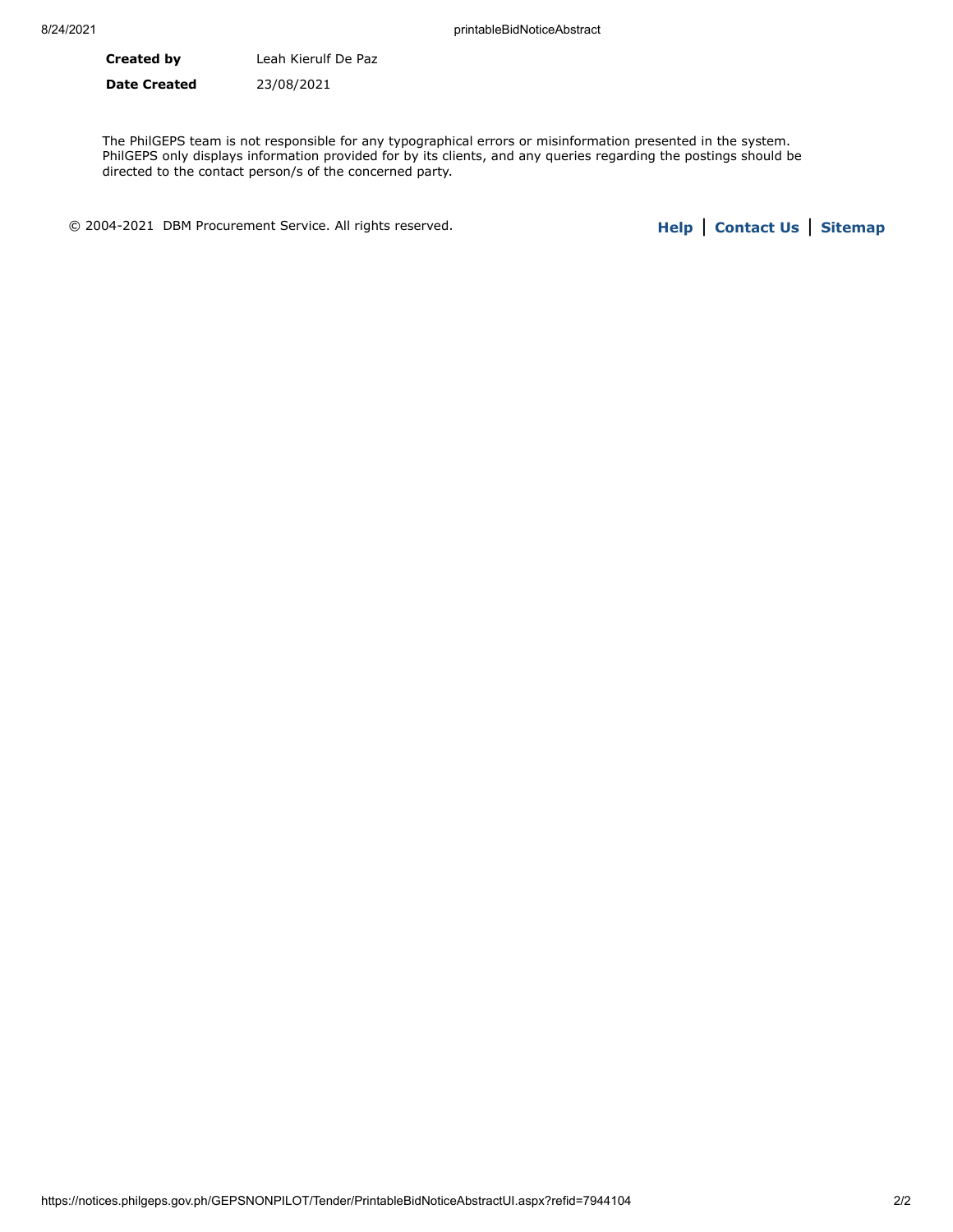| | |
|---|---|
| **Created by** | Leah Kierulf De Paz |
| **Date Created** | 23/08/2021 |

The PhilGEPS team is not responsible for any typographical errors or misinformation presented in the system. PhilGEPS only displays information provided for by its clients, and any queries regarding the postings should be directed to the contact person/s of the concerned party.

© 2004-2021 DBM Procurement Service. All rights reserved.

**Help** | **Contact Us** | **Sitemap**